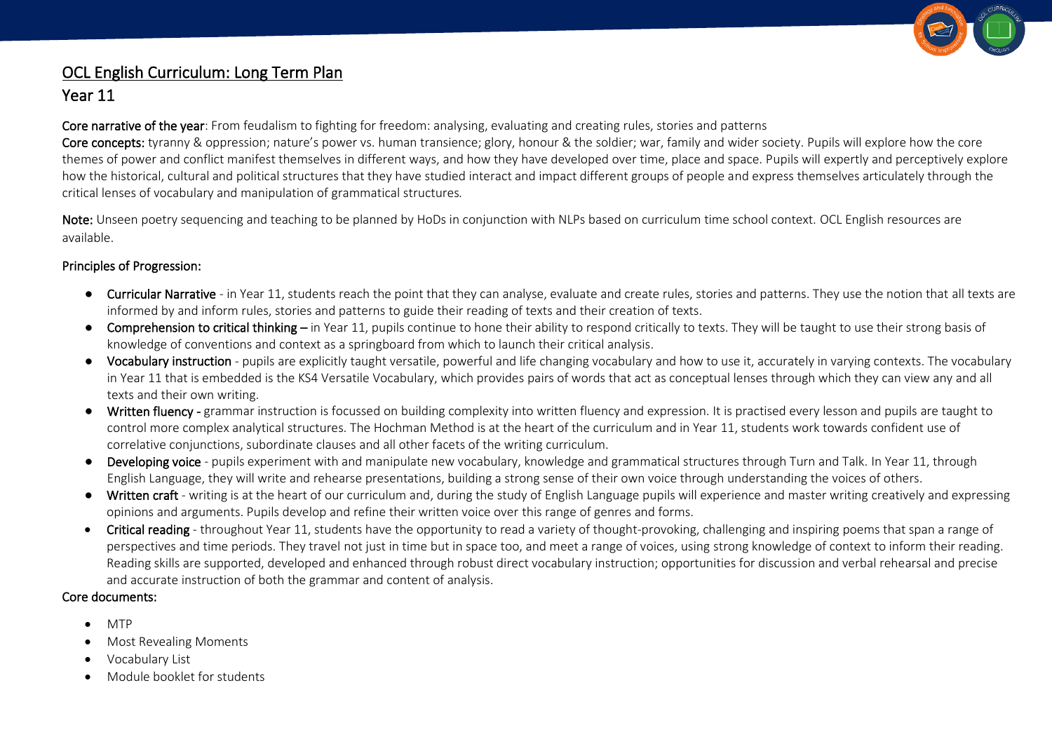# OCL English Curriculum: Long Term Plan

## Year 11

**Core narrative of the year**: From feudalism to fighting for freedom: analysing, evaluating and creating rules, stories and patterns

**Core concepts:** tyranny & oppression; nature's power vs. human transience; glory, honour & the soldier; war, family and wider society. Pupils will explore how the core themes of power and conflict manifest themselves in different ways, and how they have developed over time, place and space. Pupils will expertly and perceptively explore how the historical, cultural and political structures that they have studied interact and impact different groups of people and express themselves articulately through the critical lenses of vocabulary and manipulation of grammatical structures.

**Note:** Unseen poetry sequencing and teaching to be planned by HoDs in conjunction with NLPs based on curriculum time school context. OCL English resources are available.

### Principles of Progression:

- **Curricular Narrative** - in Year 11, students reach the point that they can analyse, evaluate and create rules, stories and patterns. They use the notion that all texts are informed by and inform rules, stories and patterns to guide their reading of texts and their creation of texts.
- **Comprehension to critical thinking** – in Year 11, pupils continue to hone their ability to respond critically to texts. They will be taught to use their strong basis of knowledge of conventions and context as a springboard from which to launch their critical analysis.
- **Vocabulary instruction** - pupils are explicitly taught versatile, powerful and life changing vocabulary and how to use it, accurately in varying contexts. The vocabulary in Year 11 that is embedded is the KS4 Versatile Vocabulary, which provides pairs of words that act as conceptual lenses through which they can view any and all texts and their own writing.
- **Written fluency** - grammar instruction is focussed on building complexity into written fluency and expression. It is practised every lesson and pupils are taught to control more complex analytical structures. The Hochman Method is at the heart of the curriculum and in Year 11, students work towards confident use of correlative conjunctions, subordinate clauses and all other facets of the writing curriculum.
- **Developing voice** - pupils experiment with and manipulate new vocabulary, knowledge and grammatical structures through Turn and Talk. In Year 11, through English Language, they will write and rehearse presentations, building a strong sense of their own voice through understanding the voices of others.
- **Written craft** - writing is at the heart of our curriculum and, during the study of English Language pupils will experience and master writing creatively and expressing opinions and arguments. Pupils develop and refine their written voice over this range of genres and forms.
- **Critical reading** - throughout Year 11, students have the opportunity to read a variety of thought-provoking, challenging and inspiring poems that span a range of perspectives and time periods. They travel not just in time but in space too, and meet a range of voices, using strong knowledge of context to inform their reading. Reading skills are supported, developed and enhanced through robust direct vocabulary instruction; opportunities for discussion and verbal rehearsal and precise and accurate instruction of both the grammar and content of analysis.

### Core documents:

- MTP
- Most Revealing Moments
- Vocabulary List
- Module booklet for students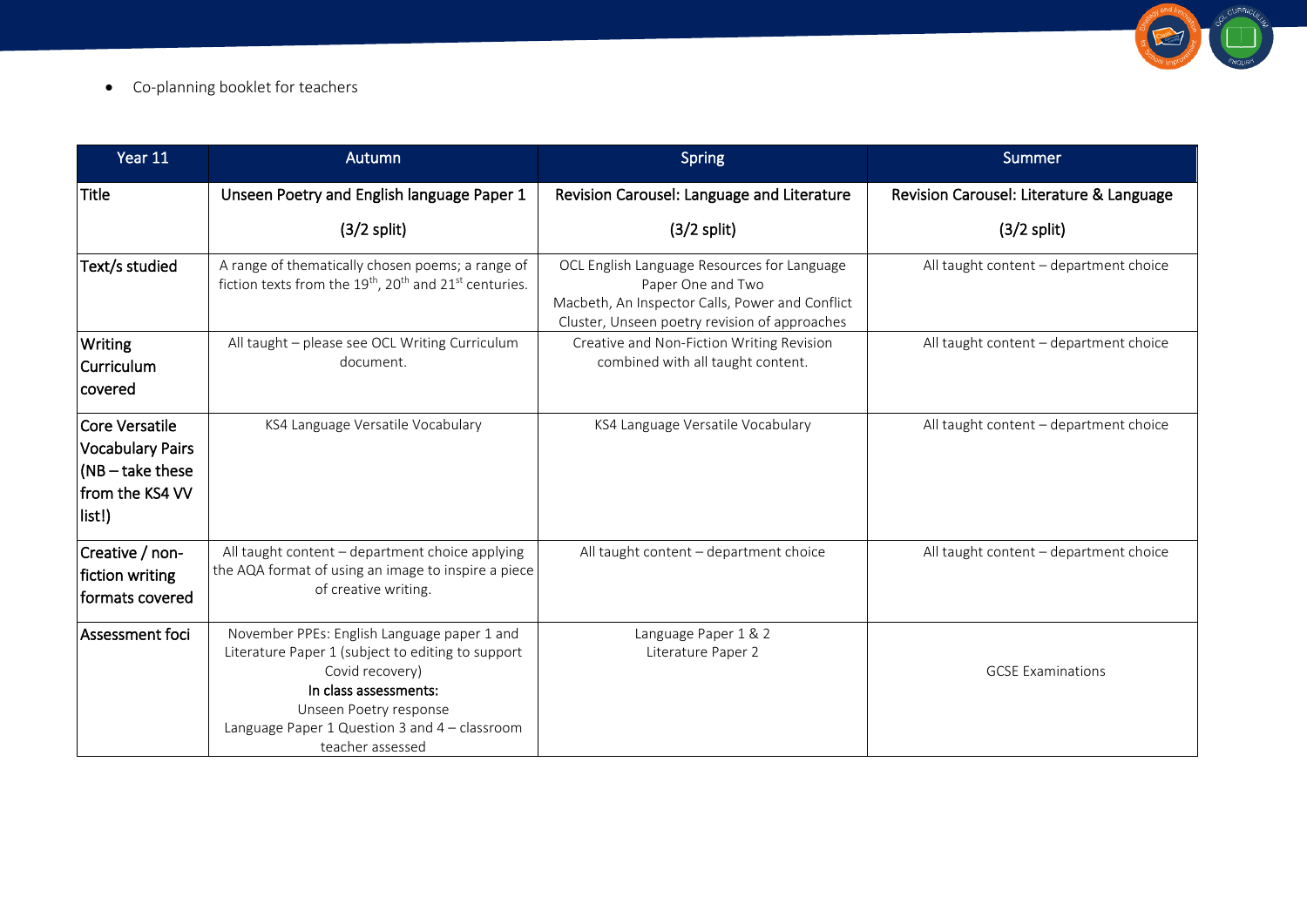- Co-planning booklet for teachers

| Year 11 | Autumn | Spring | Summer |
|---|---|---|---|
| Title | Unseen Poetry and English language Paper 1<br><br>(3/2 split) | Revision Carousel: Language and Literature<br><br>(3/2 split) | Revision Carousel: Literature & Language<br><br>(3/2 split) |
| Text/s studied | A range of thematically chosen poems; a range of fiction texts from the 19th, 20th and 21st centuries. | OCL English Language Resources for Language Paper One and Two<br>Macbeth, An Inspector Calls, Power and Conflict Cluster, Unseen poetry revision of approaches | All taught content – department choice |
| Writing Curriculum covered | All taught – please see OCL Writing Curriculum document. | Creative and Non-Fiction Writing Revision combined with all taught content. | All taught content – department choice |
| Core Versatile Vocabulary Pairs (NB – take these from the KS4 VV list!) | KS4 Language Versatile Vocabulary | KS4 Language Versatile Vocabulary | All taught content – department choice |
| Creative / non-fiction writing formats covered | All taught content – department choice applying the AQA format of using an image to inspire a piece of creative writing. | All taught content – department choice | All taught content – department choice |
| Assessment foci | November PPEs: English Language paper 1 and Literature Paper 1 (subject to editing to support Covid recovery)<br>**In class assessments:**<br>Unseen Poetry response<br>Language Paper 1 Question 3 and 4 – classroom teacher assessed | Language Paper 1 & 2<br>Literature Paper 2 | GCSE Examinations |